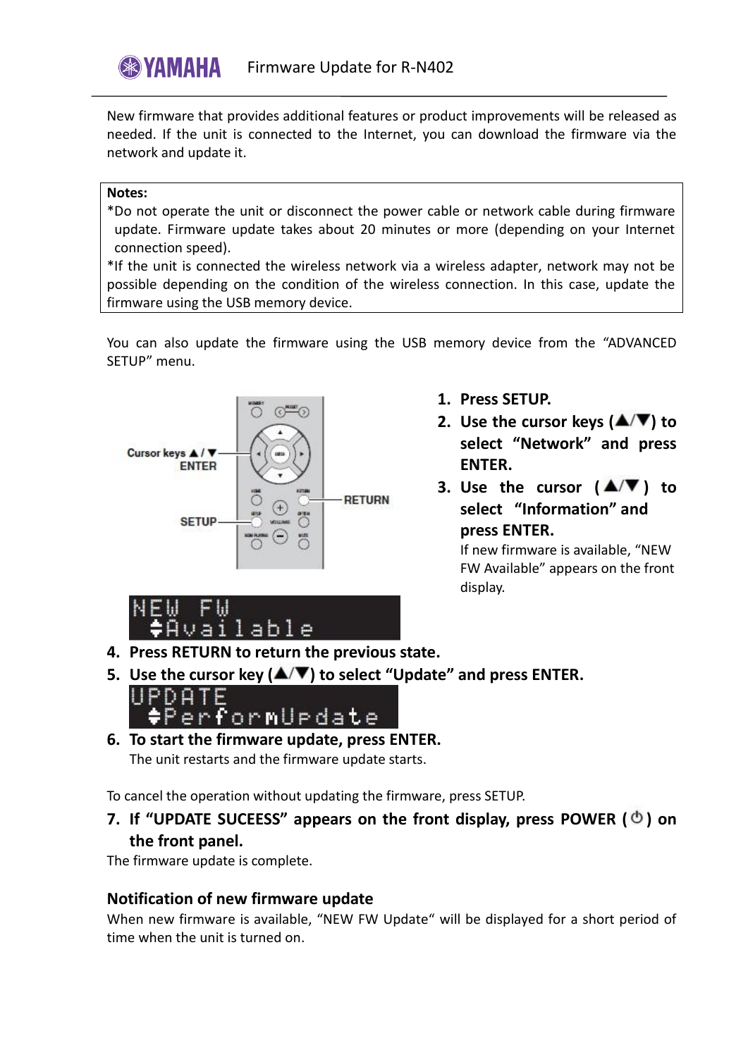YAMAHA Firmware Update for R-N402

New firmware that provides additional features or product improvements will be released as needed. If the unit is connected to the Internet, you can download the firmware via the network and update it.

**Notes:**

*Do not operate the unit or disconnect the power cable or network cable during firmware update. Firmware update takes about 20 minutes or more (depending on your Internet connection speed).

*If the unit is connected the wireless network via a wireless adapter, network may not be possible depending on the condition of the wireless connection. In this case, update the firmware using the USB memory device.

You can also update the firmware using the USB memory device from the “ADVANCED SETUP” menu.

Cursor keys ▲/▼
ENTER
RETURN
SETUP

1. **Press SETUP.**
2. **Use the cursor keys (▲/▼) to select “Network” and press ENTER.**
3. **Use the cursor (▲/▼) to select “Information” and press ENTER.**
   If new firmware is available, “NEW FW Available” appears on the front display.

NEW FW
Available

4. **Press RETURN to return the previous state.**
5. **Use the cursor key (▲/▼) to select “Update” and press ENTER.**

UPDATE
PerformUpdate

6. **To start the firmware update, press ENTER.**
   The unit restarts and the firmware update starts.

To cancel the operation without updating the firmware, press SETUP.

7. **If “UPDATE SUCEESS” appears on the front display, press POWER (⏻) on the front panel.**

The firmware update is complete.

### Notification of new firmware update

When new firmware is available, “NEW FW Update“ will be displayed for a short period of time when the unit is turned on.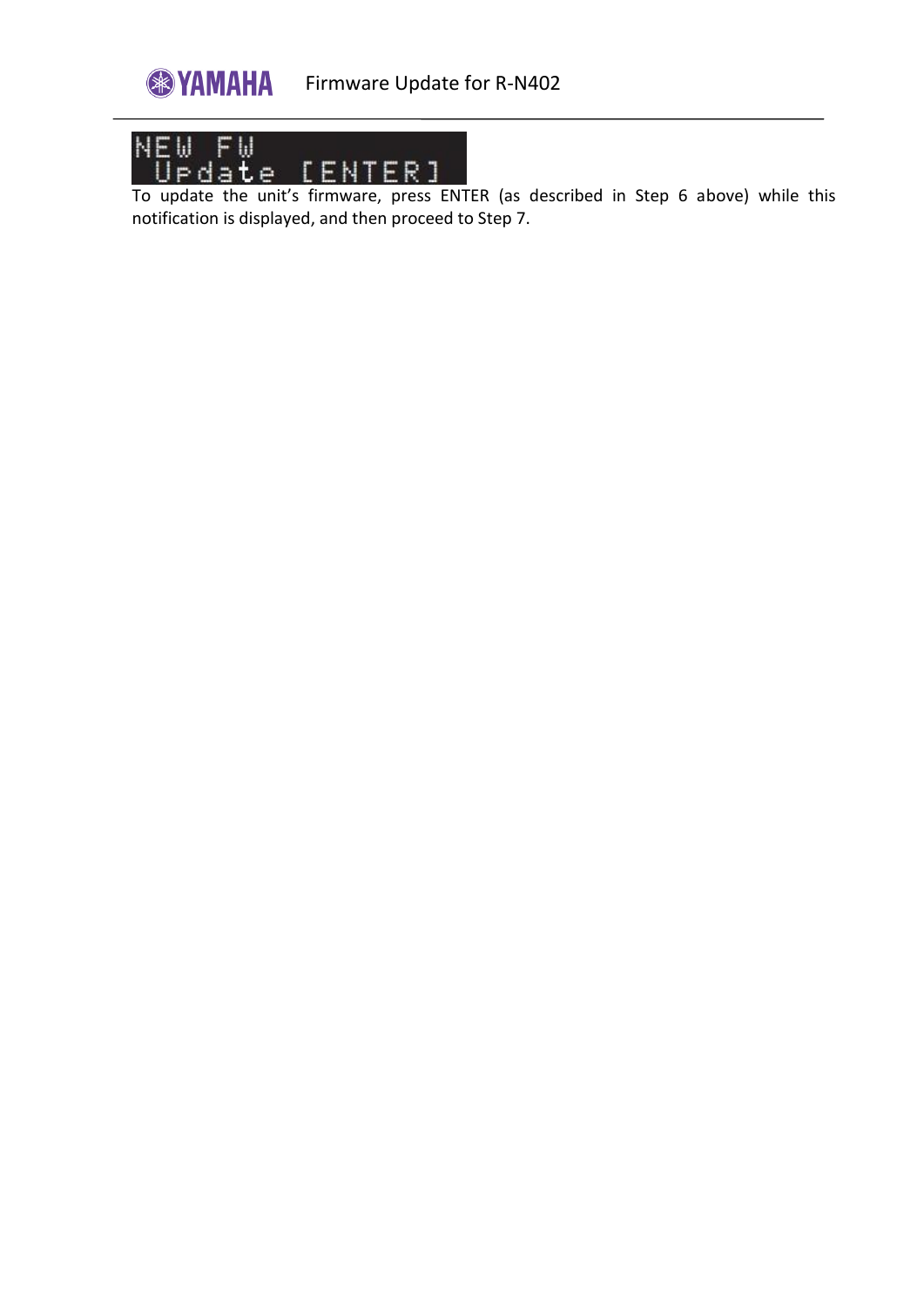NEW FW
 Update [ENTER]

To update the unit's firmware, press ENTER (as described in Step 6 above) while this notification is displayed, and then proceed to Step 7.